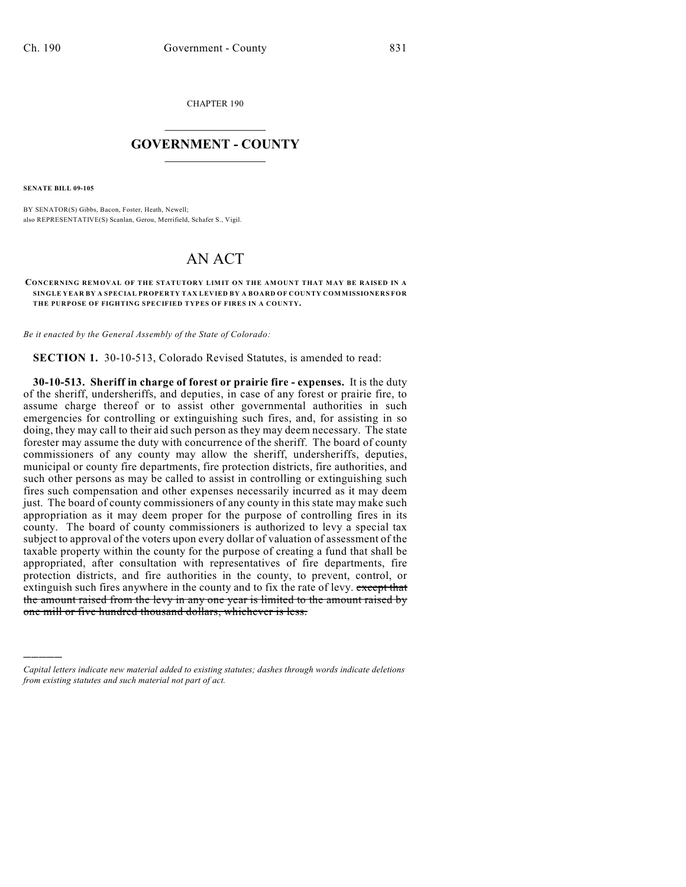CHAPTER 190

# GOVERNMENT - COUNTY

**SENATE BILL 09-105**

BY SENATOR(S) Gibbs, Bacon, Foster, Heath, Newell;
also REPRESENTATIVE(S) Scanlan, Gerou, Merrifield, Schafer S., Vigil.

# AN ACT

**CONCERNING REMOVAL OF THE STATUTORY LIMIT ON THE AMOUNT THAT MAY BE RAISED IN A SINGLE YEAR BY A SPECIAL PROPERTY TAX LEVIED BY A BOARD OF COUNTY COMMISSIONERS FOR THE PURPOSE OF FIGHTING SPECIFIED TYPES OF FIRES IN A COUNTY.**

*Be it enacted by the General Assembly of the State of Colorado:*

**SECTION 1.** 30-10-513, Colorado Revised Statutes, is amended to read:

**30-10-513. Sheriff in charge of forest or prairie fire - expenses.** It is the duty of the sheriff, undersheriffs, and deputies, in case of any forest or prairie fire, to assume charge thereof or to assist other governmental authorities in such emergencies for controlling or extinguishing such fires, and, for assisting in so doing, they may call to their aid such person as they may deem necessary. The state forester may assume the duty with concurrence of the sheriff. The board of county commissioners of any county may allow the sheriff, undersheriffs, deputies, municipal or county fire departments, fire protection districts, fire authorities, and such other persons as may be called to assist in controlling or extinguishing such fires such compensation and other expenses necessarily incurred as it may deem just. The board of county commissioners of any county in this state may make such appropriation as it may deem proper for the purpose of controlling fires in its county. The board of county commissioners is authorized to levy a special tax subject to approval of the voters upon every dollar of valuation of assessment of the taxable property within the county for the purpose of creating a fund that shall be appropriated, after consultation with representatives of fire departments, fire protection districts, and fire authorities in the county, to prevent, control, or extinguish such fires anywhere in the county and to fix the rate of levy. ~~except that the amount raised from the levy in any one year is limited to the amount raised by one mill or five hundred thousand dollars, whichever is less.~~

---

*Capital letters indicate new material added to existing statutes; dashes through words indicate deletions from existing statutes and such material not part of act.*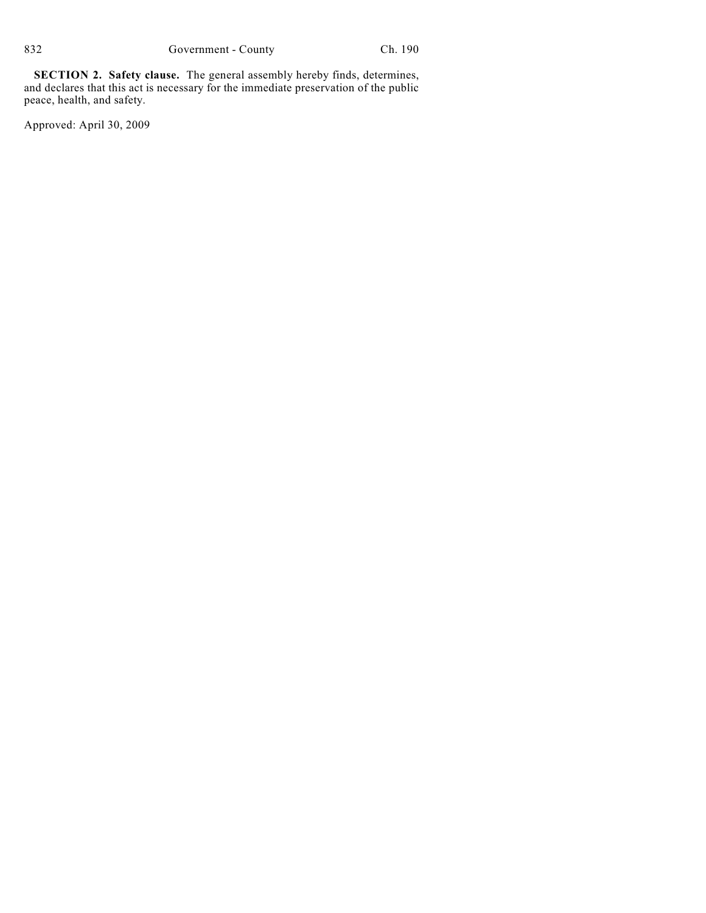**SECTION 2. Safety clause.** The general assembly hereby finds, determines, and declares that this act is necessary for the immediate preservation of the public peace, health, and safety.

Approved: April 30, 2009